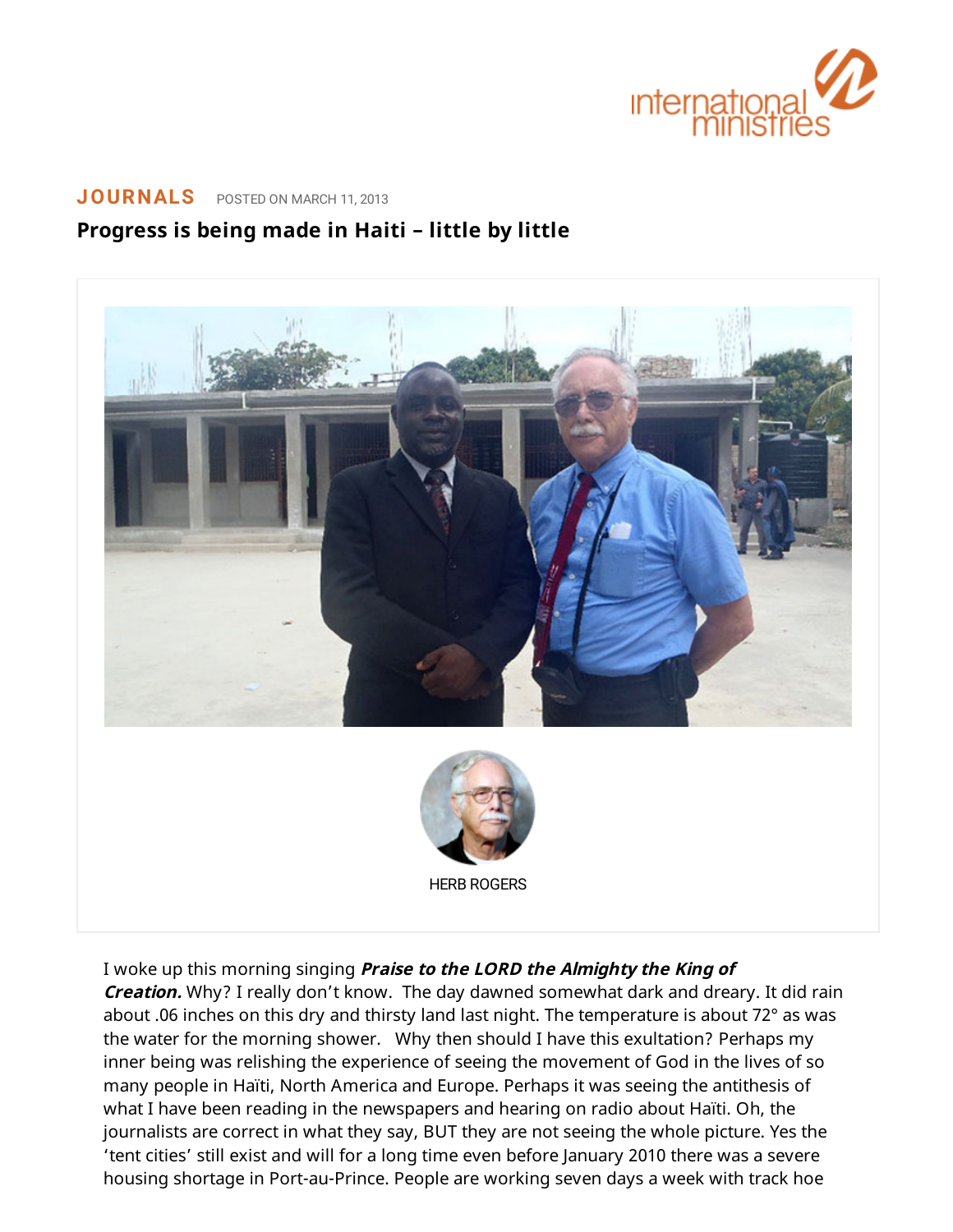**JOURNALS** POSTED ON MARCH 11, 2013

# Progress is being made in Haiti – little by little

HERB ROGERS

I woke up this morning singing ***Praise to the LORD the Almighty the King of Creation.*** Why? I really don't know. The day dawned somewhat dark and dreary. It did rain about .06 inches on this dry and thirsty land last night. The temperature is about 72° as was the water for the morning shower. Why then should I have this exultation? Perhaps my inner being was relishing the experience of seeing the movement of God in the lives of so many people in Haïti, North America and Europe. Perhaps it was seeing the antithesis of what I have been reading in the newspapers and hearing on radio about Haïti. Oh, the journalists are correct in what they say, BUT they are not seeing the whole picture. Yes the 'tent cities' still exist and will for a long time even before January 2010 there was a severe housing shortage in Port-au-Prince. People are working seven days a week with track hoe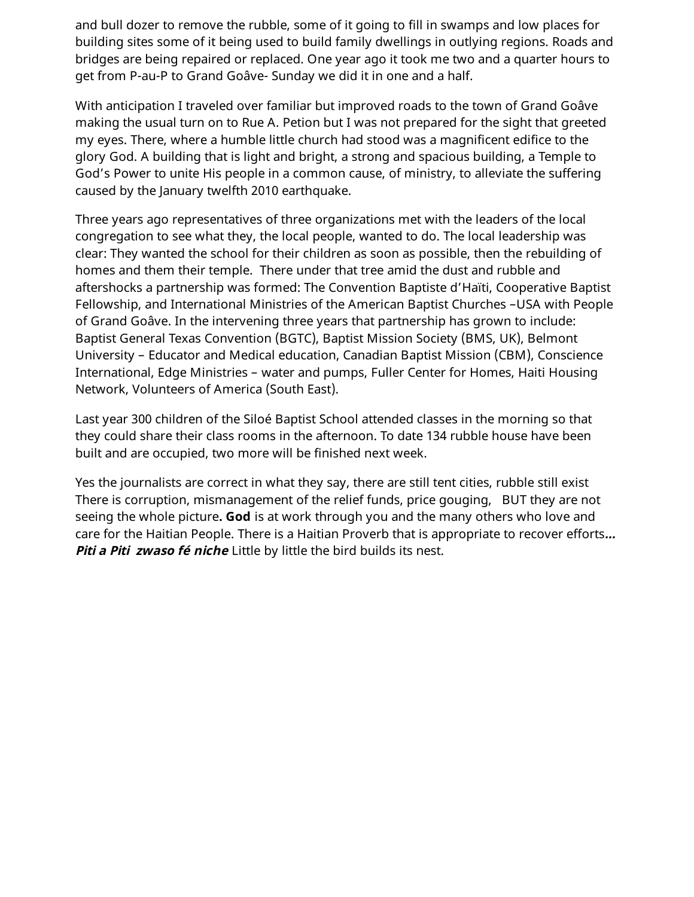and bull dozer to remove the rubble, some of it going to fill in swamps and low places for building sites some of it being used to build family dwellings in outlying regions. Roads and bridges are being repaired or replaced. One year ago it took me two and a quarter hours to get from P-au-P to Grand Goâve- Sunday we did it in one and a half.

With anticipation I traveled over familiar but improved roads to the town of Grand Goâve making the usual turn on to Rue A. Petion but I was not prepared for the sight that greeted my eyes. There, where a humble little church had stood was a magnificent edifice to the glory God. A building that is light and bright, a strong and spacious building, a Temple to God's Power to unite His people in a common cause, of ministry, to alleviate the suffering caused by the January twelfth 2010 earthquake.

Three years ago representatives of three organizations met with the leaders of the local congregation to see what they, the local people, wanted to do. The local leadership was clear: They wanted the school for their children as soon as possible, then the rebuilding of homes and them their temple. There under that tree amid the dust and rubble and aftershocks a partnership was formed: The Convention Baptiste d'Haïti, Cooperative Baptist Fellowship, and International Ministries of the American Baptist Churches –USA with People of Grand Goâve. In the intervening three years that partnership has grown to include: Baptist General Texas Convention (BGTC), Baptist Mission Society (BMS, UK), Belmont University – Educator and Medical education, Canadian Baptist Mission (CBM), Conscience International, Edge Ministries – water and pumps, Fuller Center for Homes, Haiti Housing Network, Volunteers of America (South East).

Last year 300 children of the Siloé Baptist School attended classes in the morning so that they could share their class rooms in the afternoon. To date 134 rubble house have been built and are occupied, two more will be finished next week.

Yes the journalists are correct in what they say, there are still tent cities, rubble still exist There is corruption, mismanagement of the relief funds, price gouging, BUT they are not seeing the whole picture**. God** is at work through you and the many others who love and care for the Haitian People. There is a Haitian Proverb that is appropriate to recover efforts***… Piti a Piti zwaso fé niche*** Little by little the bird builds its nest.